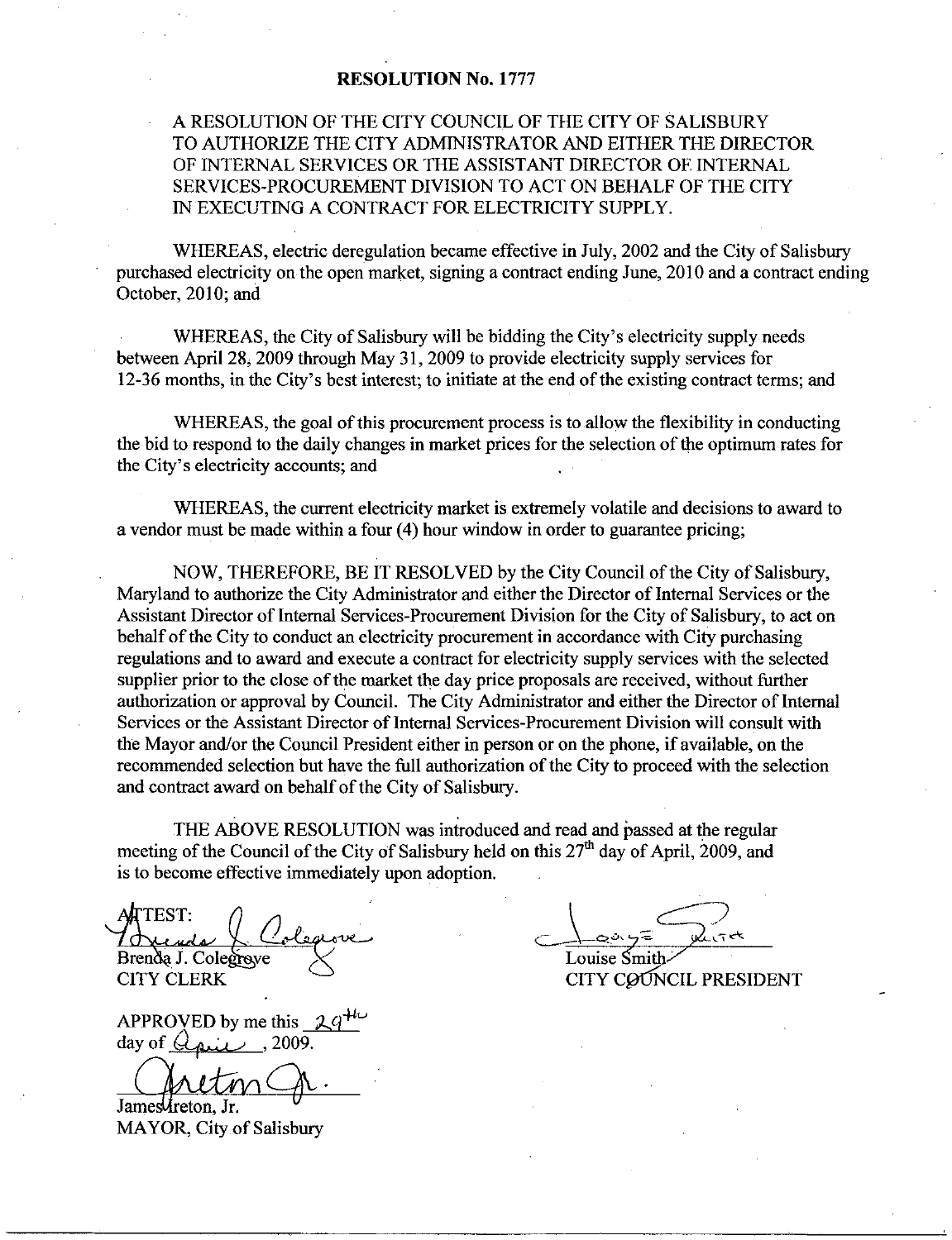# RESOLUTION No. 1777

A RESOLUTION OF THE CITY COUNCIL OF THE CITY OF SALISBURY TO AUTHORIZE THE CITY ADMINISTRATOR AND EITHER THE DIRECTOR OF INTERNAL SERVICES OR THE ASSISTANT DIRECTOR OF INTERNAL SERVICES-PROCUREMENT DIVISION TO ACT ON BEHALF OF THE CITY IN EXECUTING A CONTRACT FOR ELECTRICITY SUPPLY.

WHEREAS, electric deregulation became effective in July, 2002 and the City of Salisbury purchased electricity on the open market, signing a contract ending June, 2010 and a contract ending October, 2010; and

WHEREAS, the City of Salisbury will be bidding the City's electricity supply needs between April 28, 2009 through May 31, 2009 to provide electricity supply services for 12-36 months, in the City's best interest; to initiate at the end of the existing contract terms; and

WHEREAS, the goal of this procurement process is to allow the flexibility in conducting the bid to respond to the daily changes in market prices for the selection of the optimum rates for the City's electricity accounts; and

WHEREAS, the current electricity market is extremely volatile and decisions to award to a vendor must be made within a four (4) hour window in order to guarantee pricing;

NOW, THEREFORE, BE IT RESOLVED by the City Council of the City of Salisbury, Maryland to authorize the City Administrator and either the Director of Internal Services or the Assistant Director of Internal Services-Procurement Division for the City of Salisbury, to act on behalf of the City to conduct an electricity procurement in accordance with City purchasing regulations and to award and execute a contract for electricity supply services with the selected supplier prior to the close of the market the day price proposals are received, without further authorization or approval by Council. The City Administrator and either the Director of Internal Services or the Assistant Director of Internal Services-Procurement Division will consult with the Mayor and/or the Council President either in person or on the phone, if available, on the recommended selection but have the full authorization of the City to proceed with the selection and contract award on behalf of the City of Salisbury.

THE ABOVE RESOLUTION was introduced and read and passed at the regular meeting of the Council of the City of Salisbury held on this 27th day of April, 2009, and is to become effective immediately upon adoption.

ATTEST:

Brenda J. Colegrove
CITY CLERK

Louise Smith
CITY COUNCIL PRESIDENT

APPROVED by me this 29th day of April, 2009.

James Ireton, Jr.
MAYOR, City of Salisbury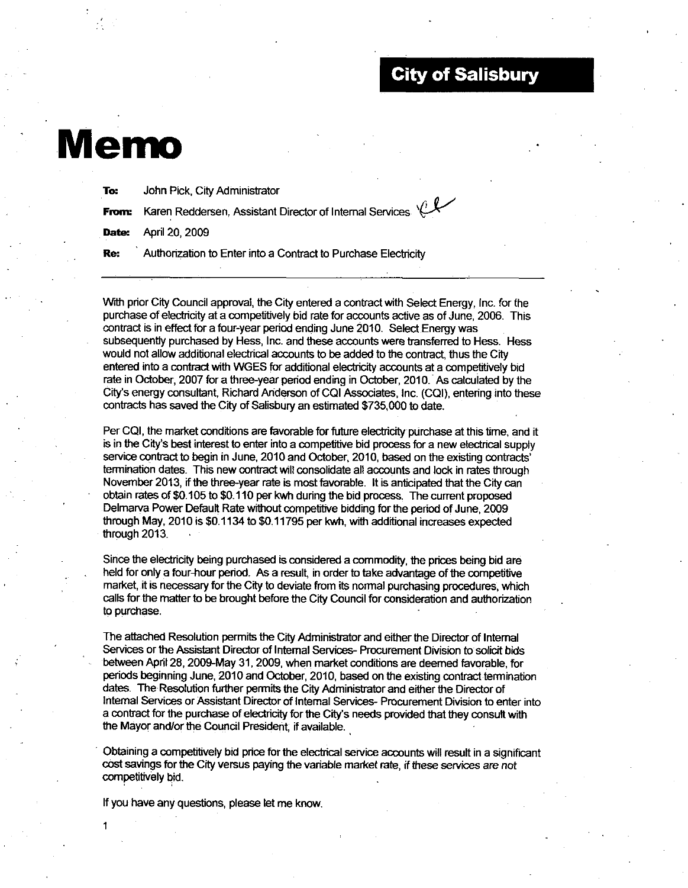**City of Salisbury**

# Memo

**To:** John Pick, City Administrator

**From:** Karen Reddersen, Assistant Director of Internal Services

**Date:** April 20, 2009

**Re:** Authorization to Enter into a Contract to Purchase Electricity

---

With prior City Council approval, the City entered a contract with Select Energy, Inc. for the purchase of electricity at a competitively bid rate for accounts active as of June, 2006. This contract is in effect for a four-year period ending June 2010. Select Energy was subsequently purchased by Hess, Inc. and these accounts were transferred to Hess. Hess would not allow additional electrical accounts to be added to the contract, thus the City entered into a contract with WGES for additional electricity accounts at a competitively bid rate in October, 2007 for a three-year period ending in October, 2010. As calculated by the City's energy consultant, Richard Anderson of CQI Associates, Inc. (CQI), entering into these contracts has saved the City of Salisbury an estimated $735,000 to date.

Per CQI, the market conditions are favorable for future electricity purchase at this time, and it is in the City's best interest to enter into a competitive bid process for a new electrical supply service contract to begin in June, 2010 and October, 2010, based on the existing contracts' termination dates. This new contract will consolidate all accounts and lock in rates through November 2013, if the three-year rate is most favorable. It is anticipated that the City can obtain rates of $0.105 to $0.110 per kwh during the bid process. The current proposed Delmarva Power Default Rate without competitive bidding for the period of June, 2009 through May, 2010 is $0.1134 to $0.11795 per kwh, with additional increases expected through 2013.

Since the electricity being purchased is considered a commodity, the prices being bid are held for only a four-hour period. As a result, in order to take advantage of the competitive market, it is necessary for the City to deviate from its normal purchasing procedures, which calls for the matter to be brought before the City Council for consideration and authorization to purchase.

The attached Resolution permits the City Administrator and either the Director of Internal Services or the Assistant Director of Internal Services- Procurement Division to solicit bids between April 28, 2009-May 31, 2009, when market conditions are deemed favorable, for periods beginning June, 2010 and October, 2010, based on the existing contract termination dates. The Resolution further permits the City Administrator and either the Director of Internal Services or Assistant Director of Internal Services- Procurement Division to enter into a contract for the purchase of electricity for the City's needs provided that they consult with the Mayor and/or the Council President, if available.

Obtaining a competitively bid price for the electrical service accounts will result in a significant cost savings for the City versus paying the variable market rate, if these services are not competitively bid.

If you have any questions, please let me know.